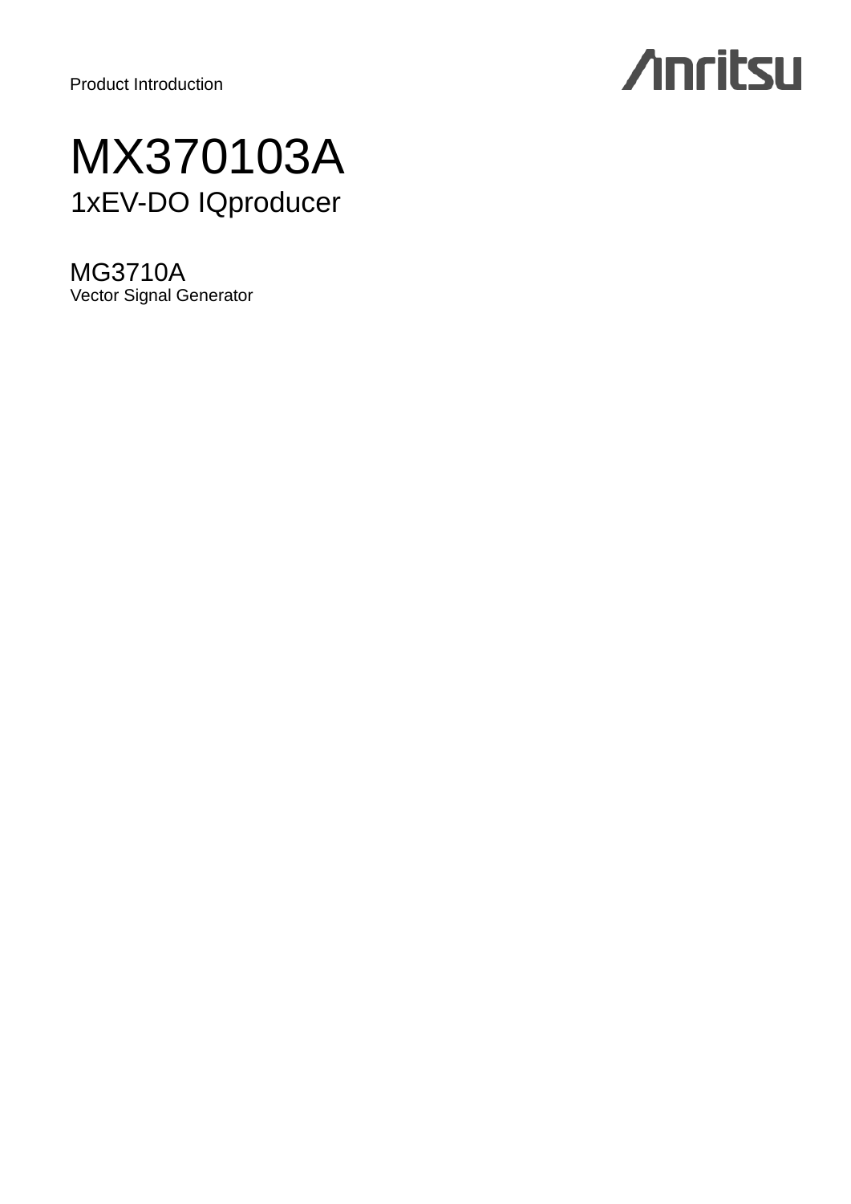Product Introduction

Anritsu

# MX370103A

## 1xEV-DO IQproducer

## MG3710A

Vector Signal Generator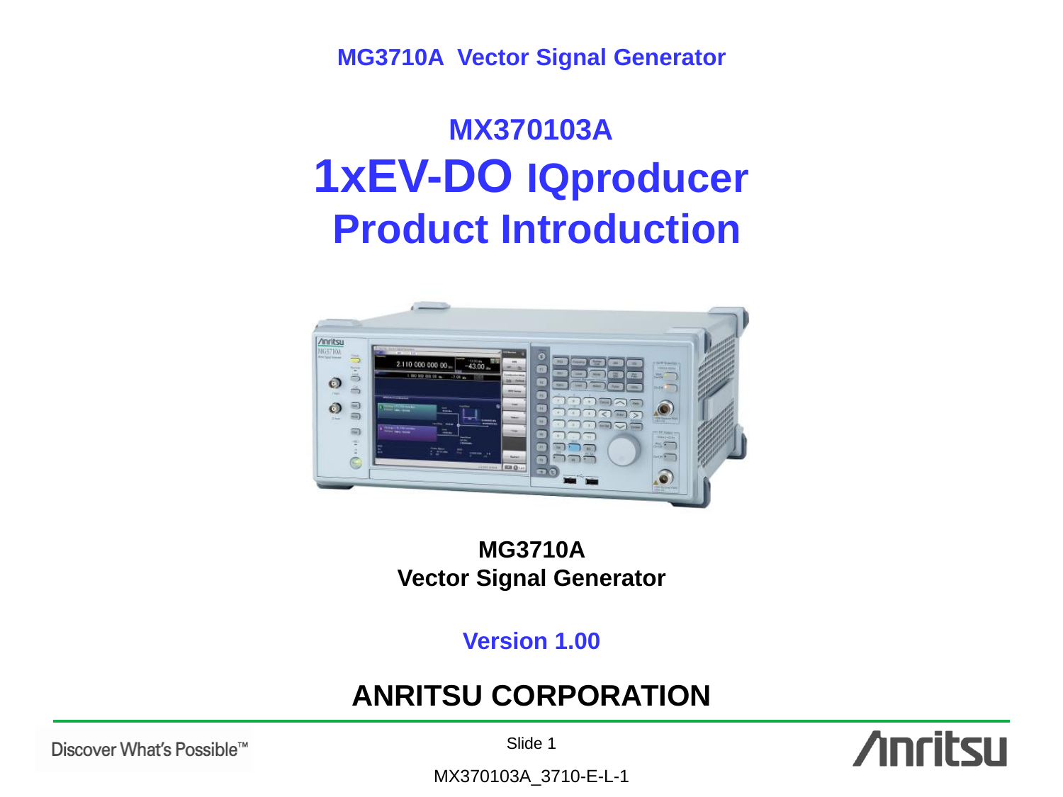MG3710A Vector Signal Generator

# MX370103A
# 1xEV-DO IQproducer
# Product Introduction

**MG3710A**
**Vector Signal Generator**

**Version 1.00**

## ANRITSU CORPORATION

MX370103A_3710-E-L-1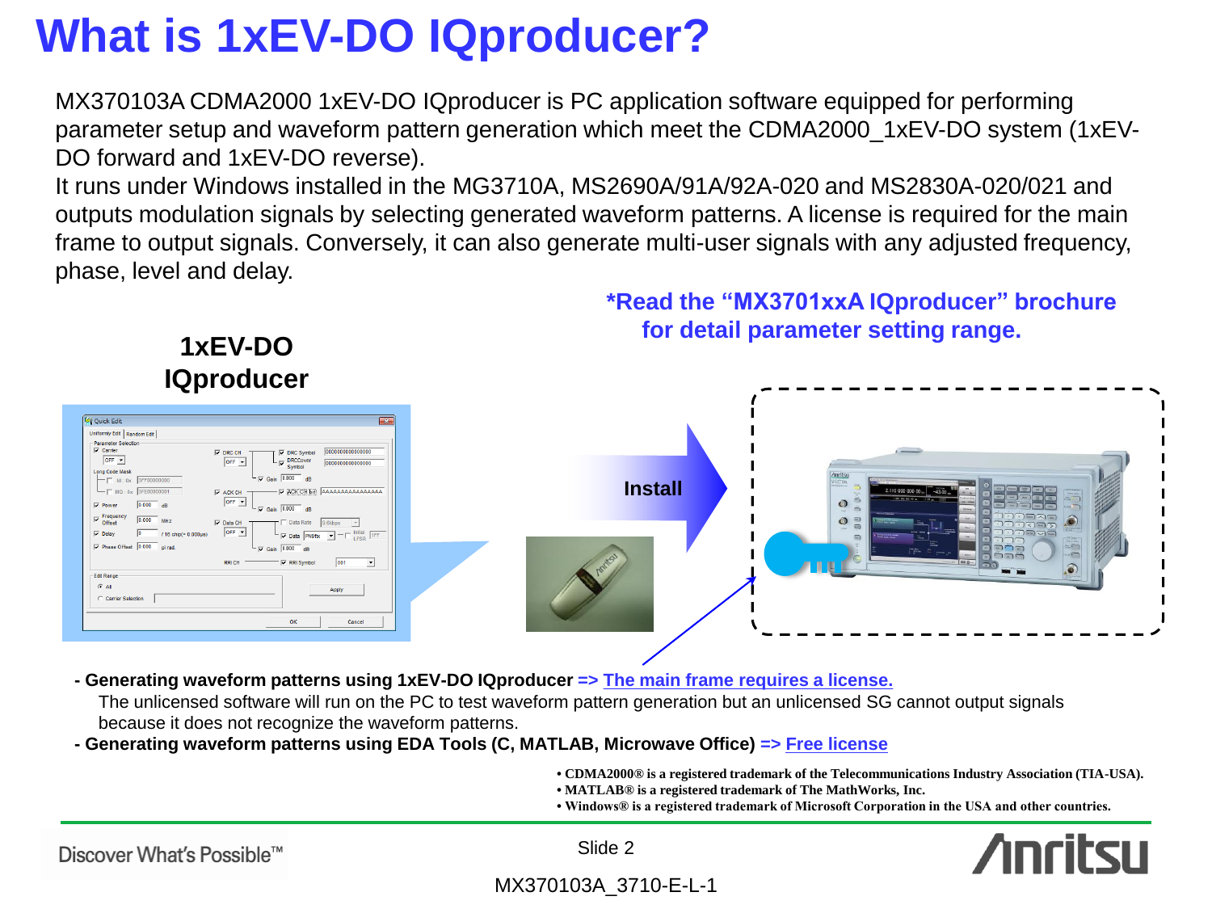# What is 1xEV-DO IQproducer?

MX370103A CDMA2000 1xEV-DO IQproducer is PC application software equipped for performing parameter setup and waveform pattern generation which meet the CDMA2000_1xEV-DO system (1xEV-DO forward and 1xEV-DO reverse).
It runs under Windows installed in the MG3710A, MS2690A/91A/92A-020 and MS2830A-020/021 and outputs modulation signals by selecting generated waveform patterns. A license is required for the main frame to output signals. Conversely, it can also generate multi-user signals with any adjusted frequency, phase, level and delay.

**\*Read the "MX3701xxA IQproducer" brochure for detail parameter setting range.**

**1xEV-DO IQproducer**

**Install**

- **Generating waveform patterns using 1xEV-DO IQproducer => The main frame requires a license.**
  The unlicensed software will run on the PC to test waveform pattern generation but an unlicensed SG cannot output signals because it does not recognize the waveform patterns.
- **Generating waveform patterns using EDA Tools (C, MATLAB, Microwave Office) => Free license**

- CDMA2000® is a registered trademark of the Telecommunications Industry Association (TIA-USA).
- MATLAB® is a registered trademark of The MathWorks, Inc.
- Windows® is a registered trademark of Microsoft Corporation in the USA and other countries.

Discover What's Possible™

MX370103A_3710-E-L-1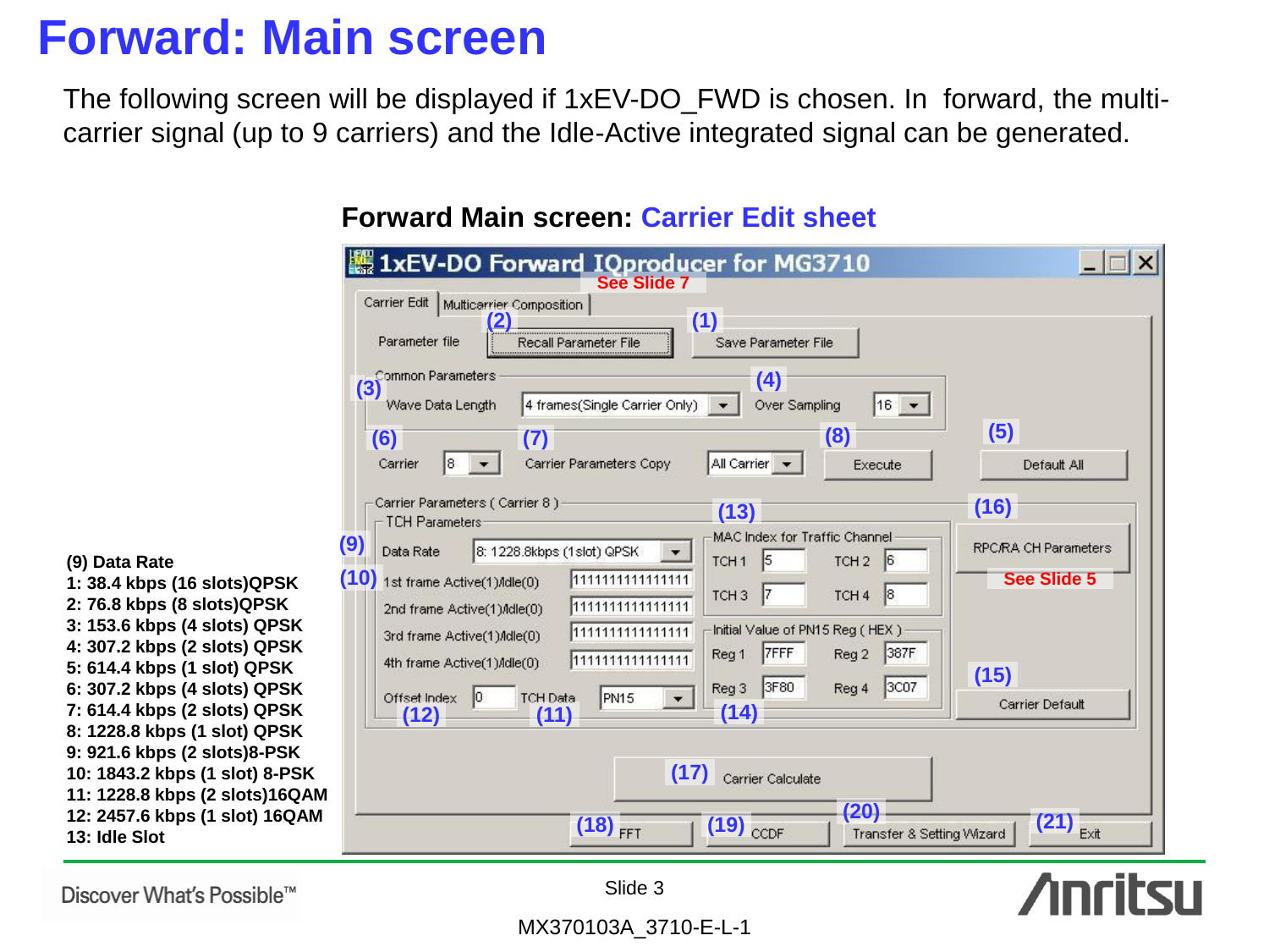# Forward: Main screen

The following screen will be displayed if 1xEV-DO_FWD is chosen. In forward, the multi-carrier signal (up to 9 carriers) and the Idle-Active integrated signal can be generated.

**Forward Main screen: Carrier Edit sheet**

1xEV-DO Forward IQproducer for MG3710

See Slide 7

Carrier Edit | Multicarrier Composition

Parameter file — (2) Recall Parameter File — (1) Save Parameter File

(3) Common Parameters

Wave Data Length: 4 frames(Single Carrier Only) — (4) Over Sampling: 16

(6) Carrier: 8 — (7) Carrier Parameters Copy: All Carrier — (8) Execute — (5) Default All

Carrier Parameters ( Carrier 8 )

TCH Parameters

(9) Data Rate: 8: 1228.8kbps (1slot) QPSK

(10) 1st frame Active(1)/Idle(0): 1111111111111111

2nd frame Active(1)/Idle(0): 1111111111111111

3rd frame Active(1)/Idle(0): 1111111111111111

4th frame Active(1)/Idle(0): 1111111111111111

(12) Offset Index: 0 — (11) TCH Data: PN15

(13) MAC Index for Traffic Channel

TCH 1: 5 — TCH 2: 6

TCH 3: 7 — TCH 4: 8

(14) Initial Value of PN15 Reg ( HEX )

Reg 1: 7FFF — Reg 2: 387F

Reg 3: 3F80 — Reg 4: 3C07

(16) RPC/RA CH Parameters — See Slide 5

(15) Carrier Default

(17) Carrier Calculate

(18) FFT — (19) CCDF — (20) Transfer & Setting Wizard — (21) Exit

**(9) Data Rate**

**1: 38.4 kbps (16 slots)QPSK**
**2: 76.8 kbps (8 slots)QPSK**
**3: 153.6 kbps (4 slots) QPSK**
**4: 307.2 kbps (2 slots) QPSK**
**5: 614.4 kbps (1 slot) QPSK**
**6: 307.2 kbps (4 slots) QPSK**
**7: 614.4 kbps (2 slots) QPSK**
**8: 1228.8 kbps (1 slot) QPSK**
**9: 921.6 kbps (2 slots)8-PSK**
**10: 1843.2 kbps (1 slot) 8-PSK**
**11: 1228.8 kbps (2 slots)16QAM**
**12: 2457.6 kbps (1 slot) 16QAM**
**13: Idle Slot**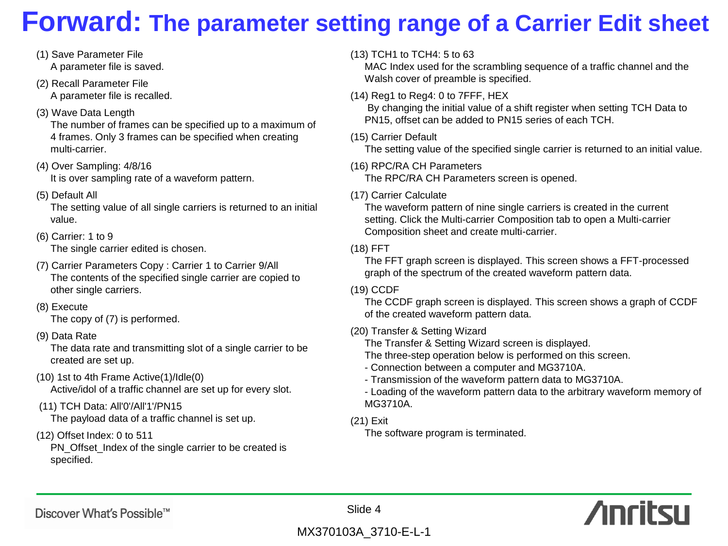# Forward: The parameter setting range of a Carrier Edit sheet

(1) Save Parameter File
A parameter file is saved.

(2) Recall Parameter File
A parameter file is recalled.

(3) Wave Data Length
The number of frames can be specified up to a maximum of 4 frames. Only 3 frames can be specified when creating multi-carrier.

(4) Over Sampling: 4/8/16
It is over sampling rate of a waveform pattern.

(5) Default All
The setting value of all single carriers is returned to an initial value.

(6) Carrier: 1 to 9
The single carrier edited is chosen.

(7) Carrier Parameters Copy : Carrier 1 to Carrier 9/All
The contents of the specified single carrier are copied to other single carriers.

(8) Execute
The copy of (7) is performed.

(9) Data Rate
The data rate and transmitting slot of a single carrier to be created are set up.

(10) 1st to 4th Frame Active(1)/Idle(0)
Active/idol of a traffic channel are set up for every slot.

(11) TCH Data: All'0'/All'1'/PN15
The payload data of a traffic channel is set up.

(12) Offset Index: 0 to 511
PN_Offset_Index of the single carrier to be created is specified.

(13) TCH1 to TCH4: 5 to 63
MAC Index used for the scrambling sequence of a traffic channel and the Walsh cover of preamble is specified.

(14) Reg1 to Reg4: 0 to 7FFF, HEX
By changing the initial value of a shift register when setting TCH Data to PN15, offset can be added to PN15 series of each TCH.

(15) Carrier Default
The setting value of the specified single carrier is returned to an initial value.

(16) RPC/RA CH Parameters
The RPC/RA CH Parameters screen is opened.

(17) Carrier Calculate
The waveform pattern of nine single carriers is created in the current setting. Click the Multi-carrier Composition tab to open a Multi-carrier Composition sheet and create multi-carrier.

(18) FFT
The FFT graph screen is displayed. This screen shows a FFT-processed graph of the spectrum of the created waveform pattern data.

(19) CCDF
The CCDF graph screen is displayed. This screen shows a graph of CCDF of the created waveform pattern data.

(20) Transfer & Setting Wizard
The Transfer & Setting Wizard screen is displayed.
The three-step operation below is performed on this screen.
- Connection between a computer and MG3710A.
- Transmission of the waveform pattern data to MG3710A.
- Loading of the waveform pattern data to the arbitrary waveform memory of MG3710A.

(21) Exit
The software program is terminated.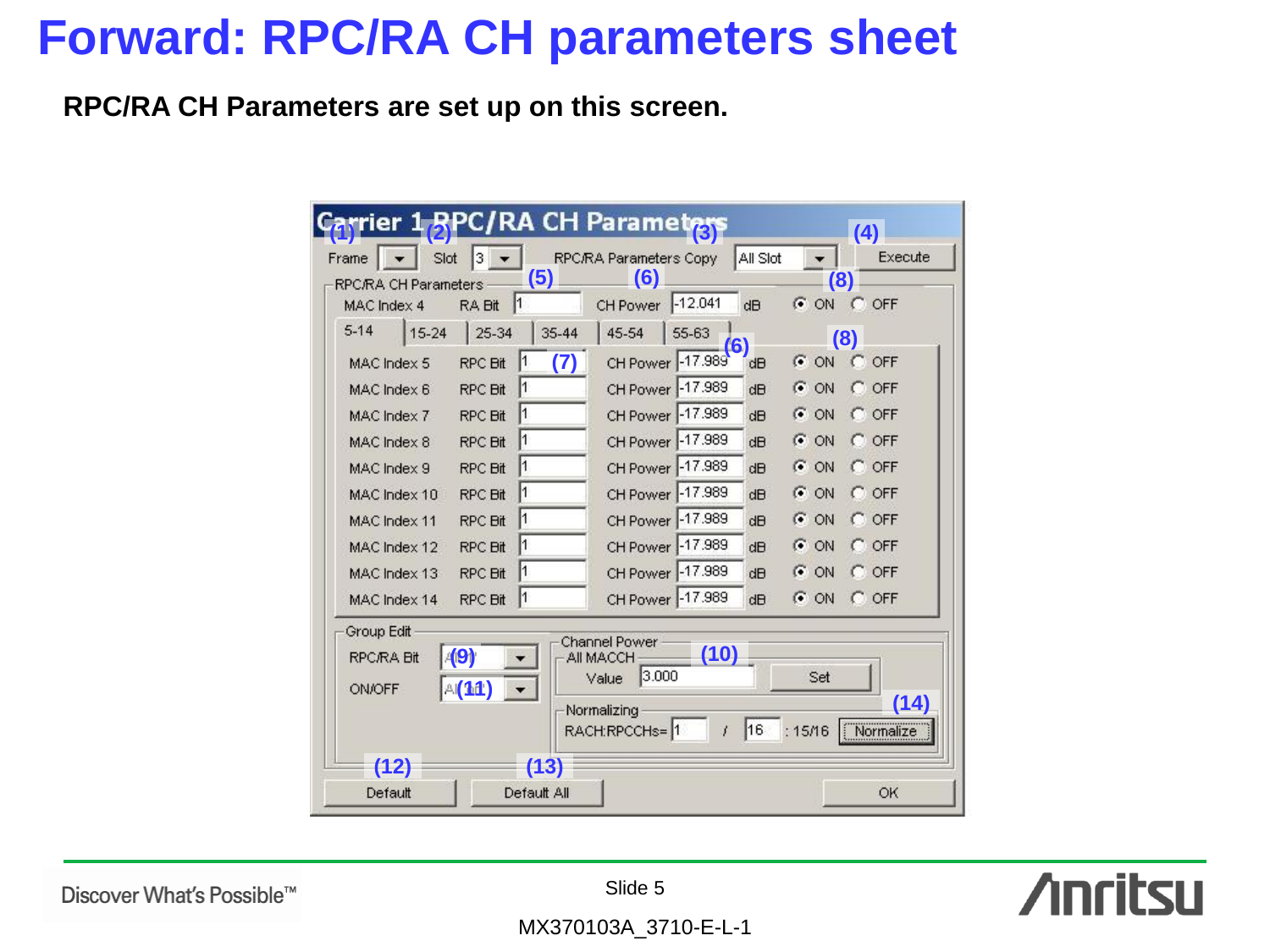# Forward: RPC/RA CH parameters sheet

**RPC/RA CH Parameters are set up on this screen.**

**Carrier 1 RPC/RA CH Parameters**

(1) Frame [ ] (2) Slot [3] (3) RPC/RA Parameters Copy [All Slot] (4) [Execute]

RPC/RA CH Parameters

MAC Index 4 — RA Bit (5) [1] — CH Power (6) [-12.041] dB — (8) ON / OFF

Tabs: 5-14 | 15-24 | 25-34 | 35-44 | 45-54 | 55-63

| MAC Index | RPC Bit (7) | CH Power (6) | | ON/OFF (8) |
|---|---|---|---|---|
| MAC Index 5 | 1 | -17.989 | dB | ON |
| MAC Index 6 | 1 | -17.989 | dB | ON |
| MAC Index 7 | 1 | -17.989 | dB | ON |
| MAC Index 8 | 1 | -17.989 | dB | ON |
| MAC Index 9 | 1 | -17.989 | dB | ON |
| MAC Index 10 | 1 | -17.989 | dB | ON |
| MAC Index 11 | 1 | -17.989 | dB | ON |
| MAC Index 12 | 1 | -17.989 | dB | ON |
| MAC Index 13 | 1 | -17.989 | dB | ON |
| MAC Index 14 | 1 | -17.989 | dB | ON |

Group Edit

- RPC/RA Bit (9) [All]
- ON/OFF (11) [All]

Channel Power

- All MACCH (10) Value [3.000] [Set]
- Normalizing: RACH:RPCCHs= [1] / [16] : 15/16 (14) [Normalize]

(12) [Default] (13) [Default All] [OK]

MX370103A_3710-E-L-1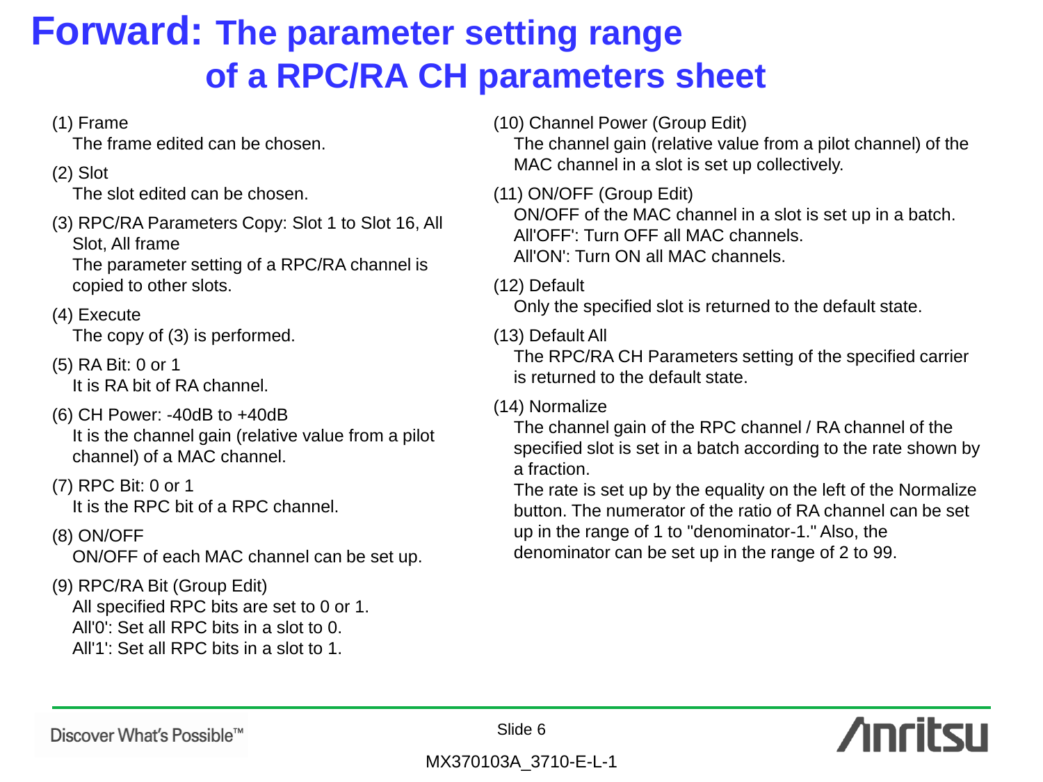# Forward: The parameter setting range of a RPC/RA CH parameters sheet

(1) Frame
The frame edited can be chosen.

(2) Slot
The slot edited can be chosen.

(3) RPC/RA Parameters Copy: Slot 1 to Slot 16, All Slot, All frame
The parameter setting of a RPC/RA channel is copied to other slots.

(4) Execute
The copy of (3) is performed.

(5) RA Bit: 0 or 1
It is RA bit of RA channel.

(6) CH Power: -40dB to +40dB
It is the channel gain (relative value from a pilot channel) of a MAC channel.

(7) RPC Bit: 0 or 1
It is the RPC bit of a RPC channel.

(8) ON/OFF
ON/OFF of each MAC channel can be set up.

(9) RPC/RA Bit (Group Edit)
All specified RPC bits are set to 0 or 1.
All'0': Set all RPC bits in a slot to 0.
All'1': Set all RPC bits in a slot to 1.

(10) Channel Power (Group Edit)
The channel gain (relative value from a pilot channel) of the MAC channel in a slot is set up collectively.

(11) ON/OFF (Group Edit)
ON/OFF of the MAC channel in a slot is set up in a batch.
All'OFF': Turn OFF all MAC channels.
All'ON': Turn ON all MAC channels.

(12) Default
Only the specified slot is returned to the default state.

(13) Default All
The RPC/RA CH Parameters setting of the specified carrier is returned to the default state.

(14) Normalize
The channel gain of the RPC channel / RA channel of the specified slot is set in a batch according to the rate shown by a fraction.
The rate is set up by the equality on the left of the Normalize button. The numerator of the ratio of RA channel can be set up in the range of 1 to "denominator-1." Also, the denominator can be set up in the range of 2 to 99.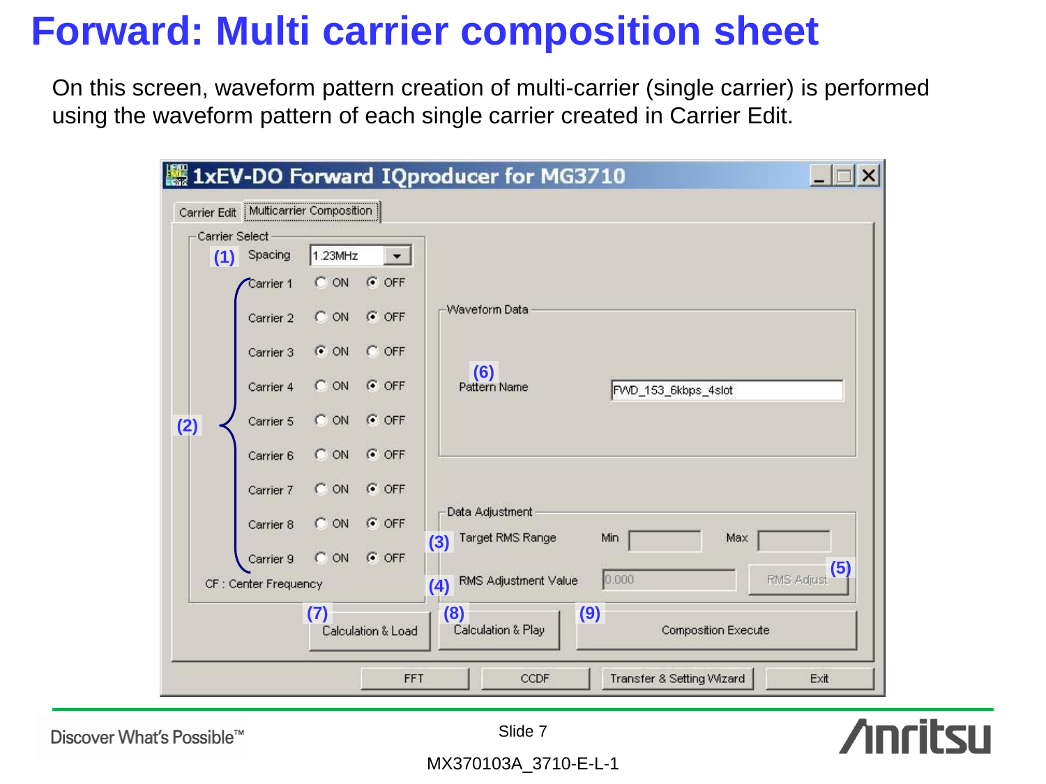# Forward: Multi carrier composition sheet

On this screen, waveform pattern creation of multi-carrier (single carrier) is performed using the waveform pattern of each single carrier created in Carrier Edit.

1xEV-DO Forward IQproducer for MG3710

Carrier Edit | Multicarrier Composition

Carrier Select

(1) Spacing 1.23MHz

(2)

| Carrier | ON | OFF |
|---|---|---|
| Carrier 1 | ○ | ● |
| Carrier 2 | ○ | ● |
| Carrier 3 | ● | ○ |
| Carrier 4 | ○ | ● |
| Carrier 5 | ○ | ● |
| Carrier 6 | ○ | ● |
| Carrier 7 | ○ | ● |
| Carrier 8 | ○ | ● |
| Carrier 9 | ○ | ● |

CF : Center Frequency

Waveform Data

(6) Pattern Name: FWD_153_6kbps_4slot

Data Adjustment

(3) Target RMS Range — Min / Max

(4) RMS Adjustment Value: 0.000

(5) RMS Adjust

(7) Calculation & Load

(8) Calculation & Play

(9) Composition Execute

FFT | CCDF | Transfer & Setting Wizard | Exit

Discover What's Possible™

MX370103A_3710-E-L-1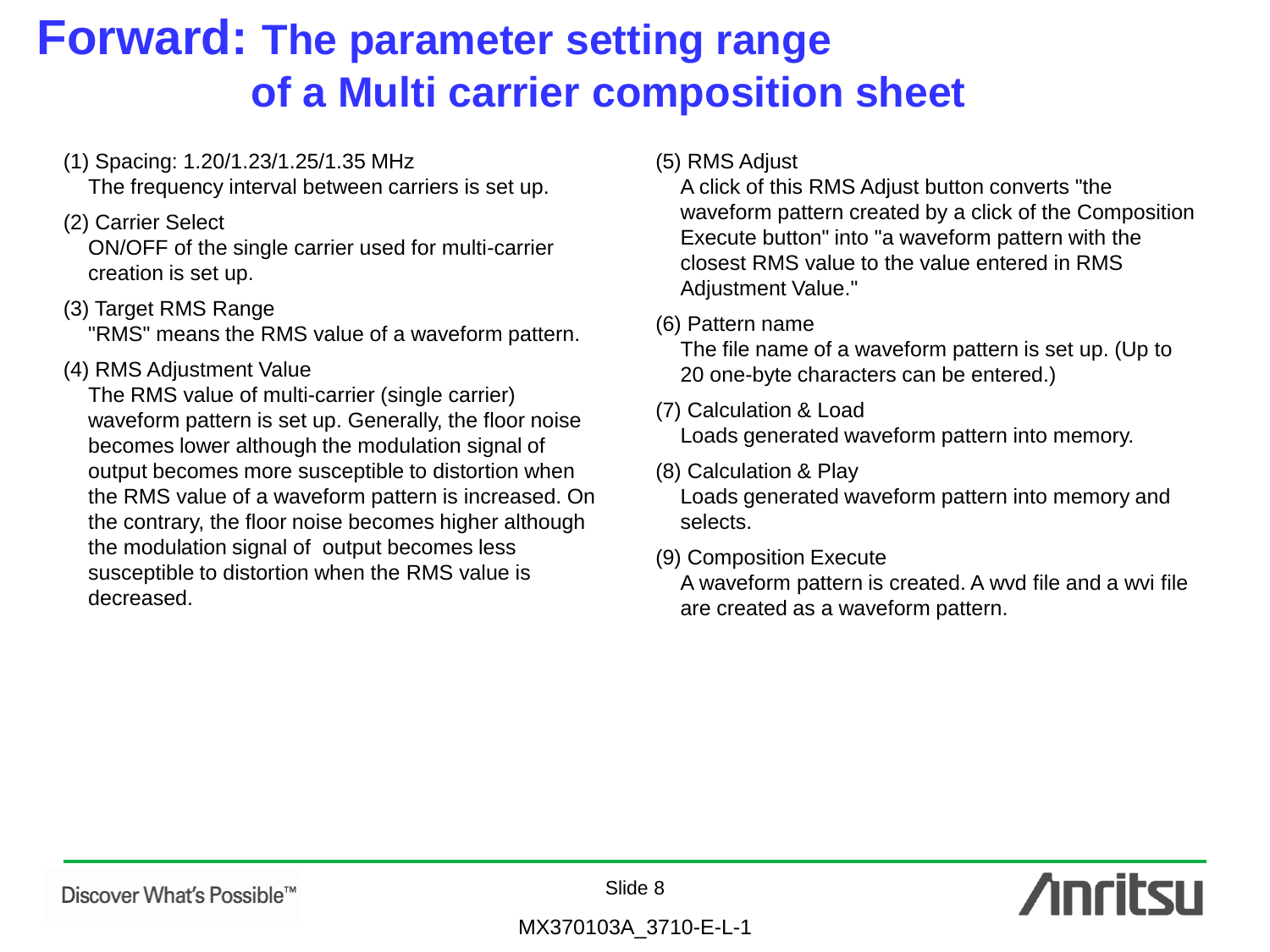# Forward: The parameter setting range of a Multi carrier composition sheet

(1) Spacing: 1.20/1.23/1.25/1.35 MHz
The frequency interval between carriers is set up.

(2) Carrier Select
ON/OFF of the single carrier used for multi-carrier creation is set up.

(3) Target RMS Range
"RMS" means the RMS value of a waveform pattern.

(4) RMS Adjustment Value
The RMS value of multi-carrier (single carrier) waveform pattern is set up. Generally, the floor noise becomes lower although the modulation signal of output becomes more susceptible to distortion when the RMS value of a waveform pattern is increased. On the contrary, the floor noise becomes higher although the modulation signal of output becomes less susceptible to distortion when the RMS value is decreased.

(5) RMS Adjust
A click of this RMS Adjust button converts "the waveform pattern created by a click of the Composition Execute button" into "a waveform pattern with the closest RMS value to the value entered in RMS Adjustment Value."

(6) Pattern name
The file name of a waveform pattern is set up. (Up to 20 one-byte characters can be entered.)

(7) Calculation & Load
Loads generated waveform pattern into memory.

(8) Calculation & Play
Loads generated waveform pattern into memory and selects.

(9) Composition Execute
A waveform pattern is created. A wvd file and a wvi file are created as a waveform pattern.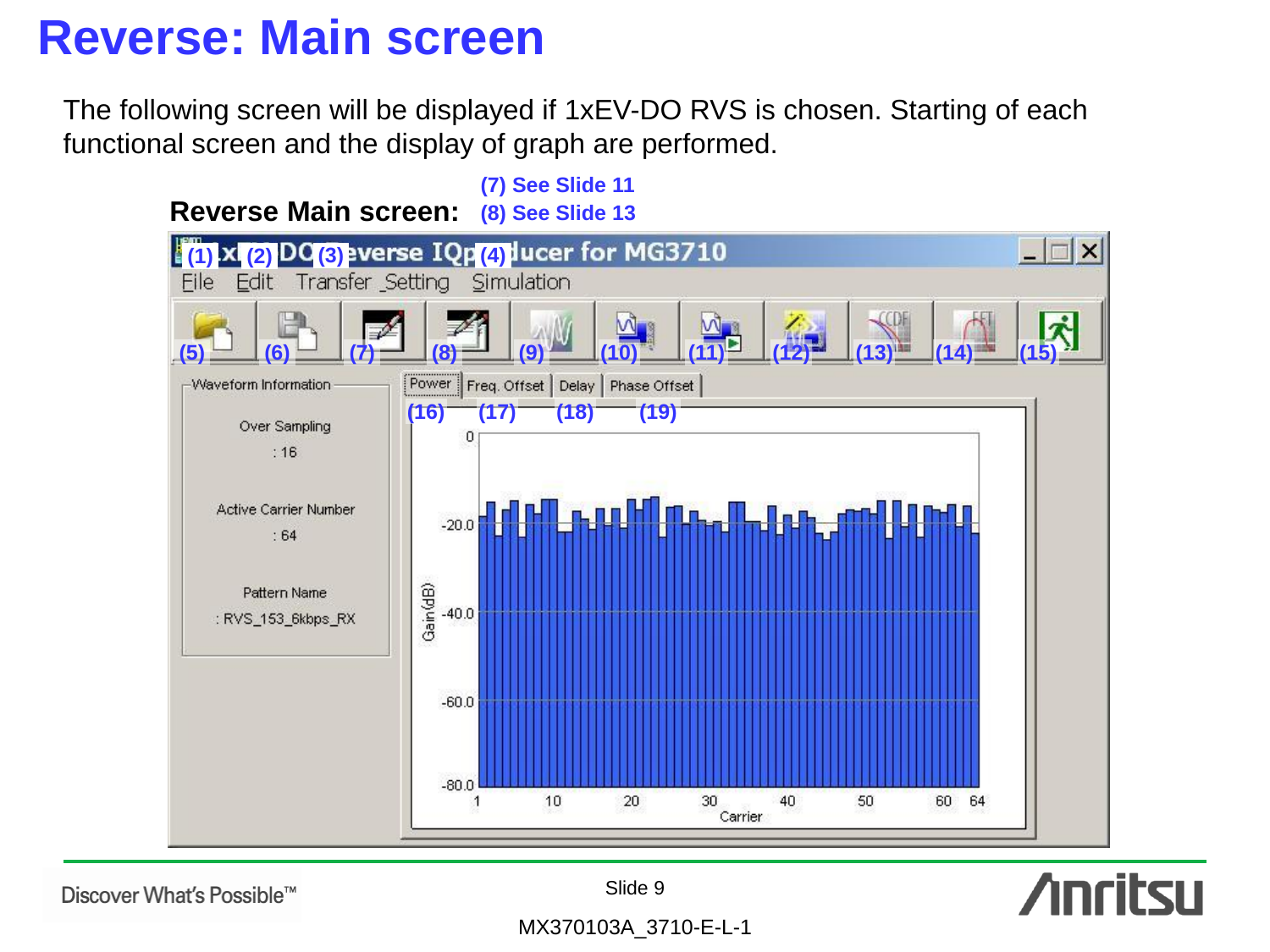# Reverse: Main screen

The following screen will be displayed if 1xEV-DO RVS is chosen. Starting of each functional screen and the display of graph are performed.

**Reverse Main screen:**

**(7) See Slide 11**
**(8) See Slide 13**

(1) (2) (3) (4)

File Edit Transfer Setting Simulation

(5) (6) (7) (8) (9) (10) (11) (12) (13) (14) (15)

Waveform Information

Over Sampling
: 16

Active Carrier Number
: 64

Pattern Name
: RVS_153_6kbps_RX

Power (16) | Freq. Offset (17) | Delay (18) | Phase Offset (19)

Slide 9

MX370103A_3710-E-L-1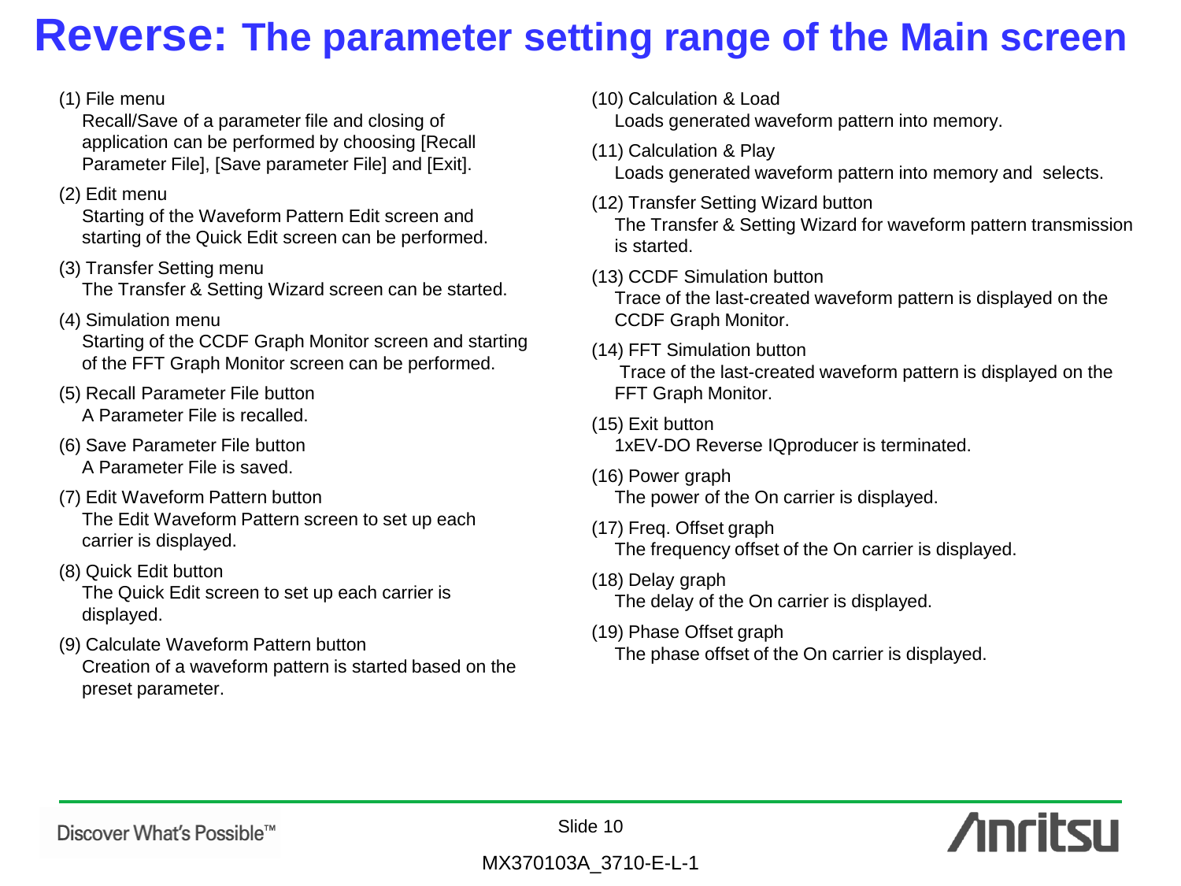# Reverse: The parameter setting range of the Main screen

(1) File menu
Recall/Save of a parameter file and closing of application can be performed by choosing [Recall Parameter File], [Save parameter File] and [Exit].

(2) Edit menu
Starting of the Waveform Pattern Edit screen and starting of the Quick Edit screen can be performed.

(3) Transfer Setting menu
The Transfer & Setting Wizard screen can be started.

(4) Simulation menu
Starting of the CCDF Graph Monitor screen and starting of the FFT Graph Monitor screen can be performed.

(5) Recall Parameter File button
A Parameter File is recalled.

(6) Save Parameter File button
A Parameter File is saved.

(7) Edit Waveform Pattern button
The Edit Waveform Pattern screen to set up each carrier is displayed.

(8) Quick Edit button
The Quick Edit screen to set up each carrier is displayed.

(9) Calculate Waveform Pattern button
Creation of a waveform pattern is started based on the preset parameter.

(10) Calculation & Load
Loads generated waveform pattern into memory.

(11) Calculation & Play
Loads generated waveform pattern into memory and selects.

(12) Transfer Setting Wizard button
The Transfer & Setting Wizard for waveform pattern transmission is started.

(13) CCDF Simulation button
Trace of the last-created waveform pattern is displayed on the CCDF Graph Monitor.

(14) FFT Simulation button
Trace of the last-created waveform pattern is displayed on the FFT Graph Monitor.

(15) Exit button
1xEV-DO Reverse IQproducer is terminated.

(16) Power graph
The power of the On carrier is displayed.

(17) Freq. Offset graph
The frequency offset of the On carrier is displayed.

(18) Delay graph
The delay of the On carrier is displayed.

(19) Phase Offset graph
The phase offset of the On carrier is displayed.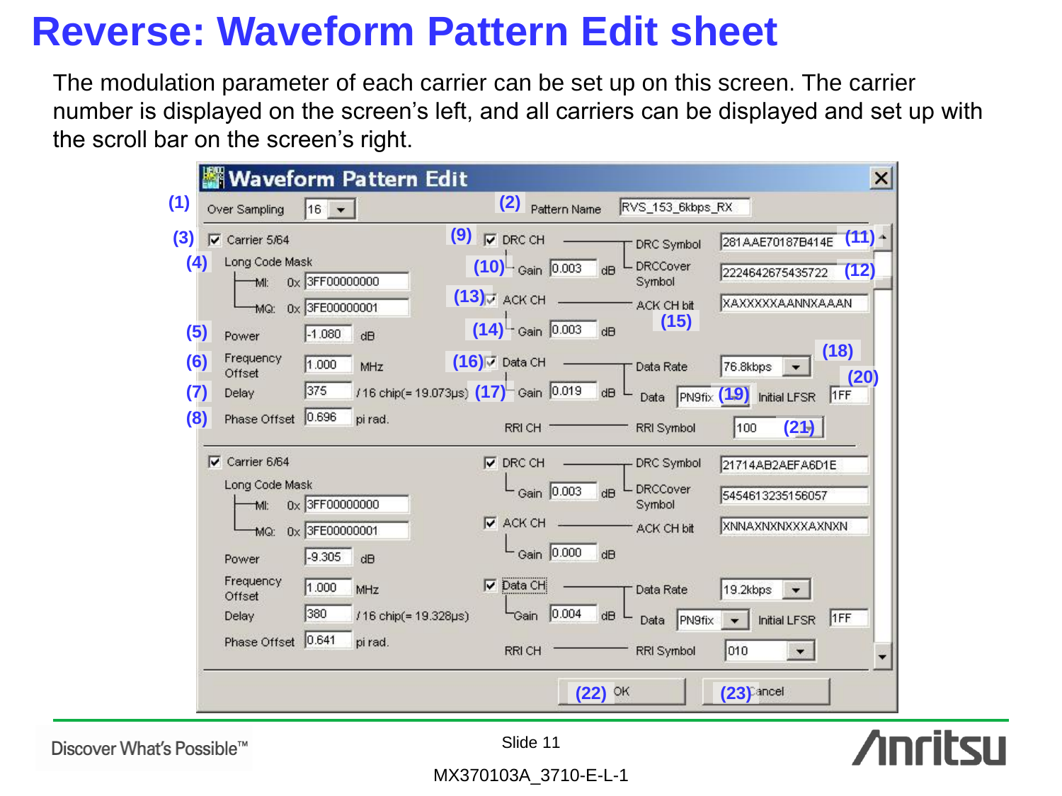# Reverse: Waveform Pattern Edit sheet

The modulation parameter of each carrier can be set up on this screen. The carrier number is displayed on the screen's left, and all carriers can be displayed and set up with the scroll bar on the screen's right.

**Waveform Pattern Edit**

(1) Over Sampling: 16
(2) Pattern Name: RVS_153_6kbps_RX

**Carrier 5/64** (3)

- (4) Long Code Mask
  - MI: 0x 3FF00000000
  - MQ: 0x 3FE00000001
- (5) Power: -1.080 dB
- (6) Frequency Offset: 1.000 MHz
- (7) Delay: 375 /16 chip(= 19.073μs)
- (8) Phase Offset: 0.696 pi rad.
- (9) DRC CH
  - (10) Gain: 0.003 dB
  - DRC Symbol: 281AAE70187B414E (11)
  - DRCCover Symbol: 2224642675435722 (12)
- (13) ACK CH
  - (14) Gain: 0.003 dB
  - ACK CH bit: XAXXXXXAANNXAAAN (15)
- (16) Data CH
  - (17) Gain: 0.019 dB
  - Data Rate: 76.8kbps (18)
  - Data: PN9fix (19)
  - Initial LFSR: 1FF (20)
- RRI CH
  - RRI Symbol: 100 (21)

**Carrier 6/64**

- Long Code Mask
  - MI: 0x 3FF00000000
  - MQ: 0x 3FE00000001
- Power: -9.305 dB
- Frequency Offset: 1.000 MHz
- Delay: 380 /16 chip(= 19.328μs)
- Phase Offset: 0.641 pi rad.
- DRC CH
  - Gain: 0.003 dB
  - DRC Symbol: 21714AB2AEFA6D1E
  - DRCCover Symbol: 5454613235156057
- ACK CH
  - Gain: 0.000 dB
  - ACK CH bit: XNNAXNXNXXXAXNXN
- Data CH
  - Gain: 0.004 dB
  - Data Rate: 19.2kbps
  - Data: PN9fix
  - Initial LFSR: 1FF
- RRI CH
  - RRI Symbol: 010

(22) OK (23) Cancel

Discover What's Possible™

MX370103A_3710-E-L-1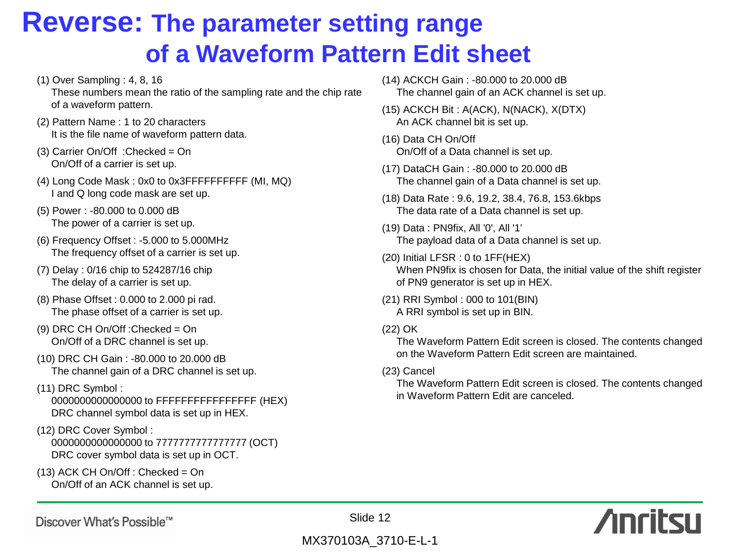# Reverse: The parameter setting range of a Waveform Pattern Edit sheet

(1) Over Sampling : 4, 8, 16
These numbers mean the ratio of the sampling rate and the chip rate of a waveform pattern.

(2) Pattern Name : 1 to 20 characters
It is the file name of waveform pattern data.

(3) Carrier On/Off :Checked = On
On/Off of a carrier is set up.

(4) Long Code Mask : 0x0 to 0x3FFFFFFFFFF (MI, MQ)
I and Q long code mask are set up.

(5) Power : -80.000 to 0.000 dB
The power of a carrier is set up.

(6) Frequency Offset : -5.000 to 5.000MHz
The frequency offset of a carrier is set up.

(7) Delay : 0/16 chip to 524287/16 chip
The delay of a carrier is set up.

(8) Phase Offset : 0.000 to 2.000 pi rad.
The phase offset of a carrier is set up.

(9) DRC CH On/Off :Checked = On
On/Off of a DRC channel is set up.

(10) DRC CH Gain : -80.000 to 20.000 dB
The channel gain of a DRC channel is set up.

(11) DRC Symbol :
0000000000000000 to FFFFFFFFFFFFFFFF (HEX)
DRC channel symbol data is set up in HEX.

(12) DRC Cover Symbol :
0000000000000000 to 7777777777777777 (OCT)
DRC cover symbol data is set up in OCT.

(13) ACK CH On/Off : Checked = On
On/Off of an ACK channel is set up.

(14) ACKCH Gain : -80.000 to 20.000 dB
The channel gain of an ACK channel is set up.

(15) ACKCH Bit : A(ACK), N(NACK), X(DTX)
An ACK channel bit is set up.

(16) Data CH On/Off
On/Off of a Data channel is set up.

(17) DataCH Gain : -80.000 to 20.000 dB
The channel gain of a Data channel is set up.

(18) Data Rate : 9.6, 19.2, 38.4, 76.8, 153.6kbps
The data rate of a Data channel is set up.

(19) Data : PN9fix, All '0', All '1'
The payload data of a Data channel is set up.

(20) Initial LFSR : 0 to 1FF(HEX)
When PN9fix is chosen for Data, the initial value of the shift register of PN9 generator is set up in HEX.

(21) RRI Symbol : 000 to 101(BIN)
A RRI symbol is set up in BIN.

(22) OK
The Waveform Pattern Edit screen is closed. The contents changed on the Waveform Pattern Edit screen are maintained.

(23) Cancel
The Waveform Pattern Edit screen is closed. The contents changed in Waveform Pattern Edit are canceled.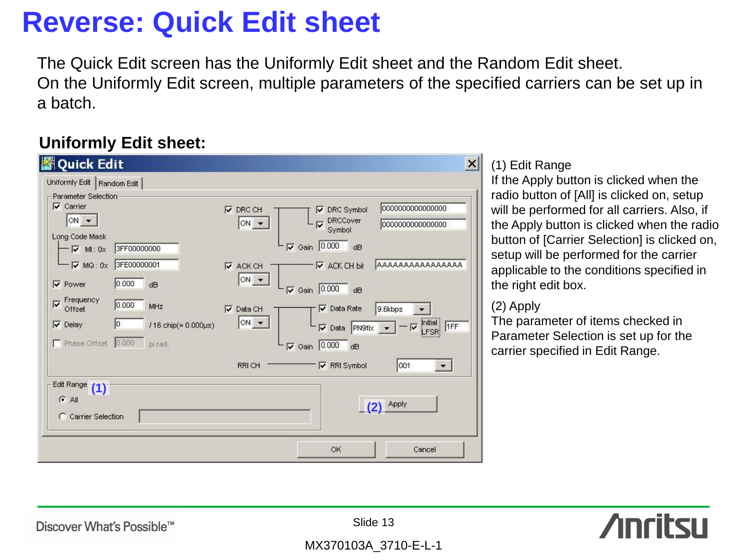# Reverse: Quick Edit sheet

The Quick Edit screen has the Uniformly Edit sheet and the Random Edit sheet.
On the Uniformly Edit screen, multiple parameters of the specified carriers can be set up in a batch.

**Uniformly Edit sheet:**

(1) Edit Range
If the Apply button is clicked when the radio button of [All] is clicked on, setup will be performed for all carriers. Also, if the Apply button is clicked when the radio button of [Carrier Selection] is clicked on, setup will be performed for the carrier applicable to the conditions specified in the right edit box.

(2) Apply
The parameter of items checked in Parameter Selection is set up for the carrier specified in Edit Range.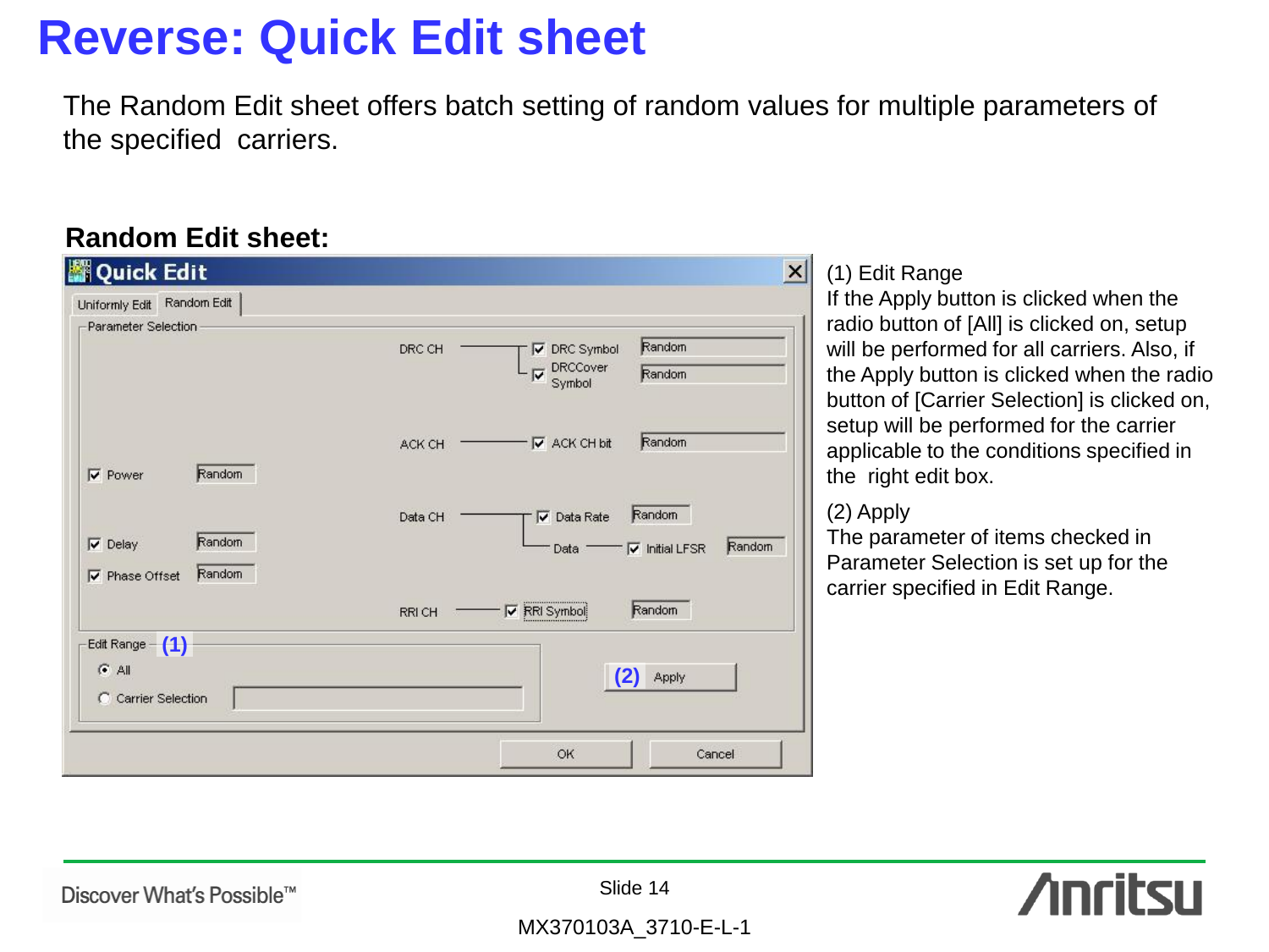# Reverse: Quick Edit sheet

The Random Edit sheet offers batch setting of random values for multiple parameters of the specified carriers.

**Random Edit sheet:**

Quick Edit

Uniformly Edit | Random Edit

Parameter Selection

- DRC CH
  - ☑ DRC Symbol — Random
  - ☑ DRCCover Symbol — Random
- ACK CH
  - ☑ ACK CH bit — Random
- ☑ Power — Random
- Data CH
  - ☑ Data Rate — Random
  - Data — ☑ Initial LFSR — Random
- ☑ Delay — Random
- ☑ Phase Offset — Random
- RRI CH
  - ☑ RRI Symbol — Random

Edit Range (1)

- ◉ All
- ○ Carrier Selection

(2) Apply

OK | Cancel

(1) Edit Range
If the Apply button is clicked when the radio button of [All] is clicked on, setup will be performed for all carriers. Also, if the Apply button is clicked when the radio button of [Carrier Selection] is clicked on, setup will be performed for the carrier applicable to the conditions specified in the right edit box.

(2) Apply
The parameter of items checked in Parameter Selection is set up for the carrier specified in Edit Range.

Discover What's Possible™

Slide 14

MX370103A_3710-E-L-1

Anritsu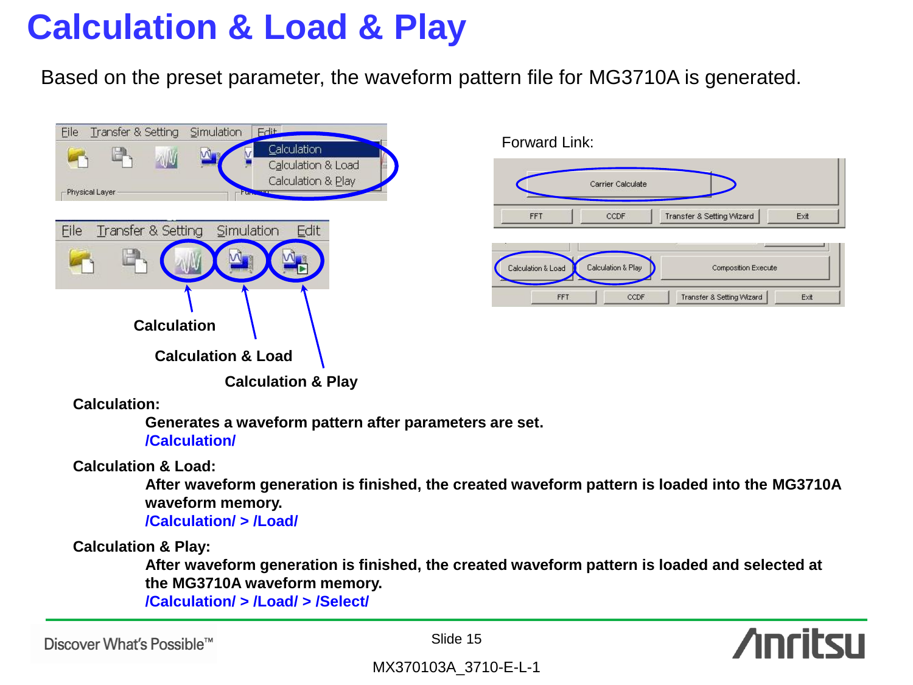# Calculation & Load & Play

Based on the preset parameter, the waveform pattern file for MG3710A is generated.

Forward Link:

Calculation

Calculation & Load

Calculation & Play

**Calculation:**

**Generates a waveform pattern after parameters are set.**
**/Calculation/**

**Calculation & Load:**

**After waveform generation is finished, the created waveform pattern is loaded into the MG3710A waveform memory.**
**/Calculation/ > /Load/**

**Calculation & Play:**

**After waveform generation is finished, the created waveform pattern is loaded and selected at the MG3710A waveform memory.**
**/Calculation/ > /Load/ > /Select/**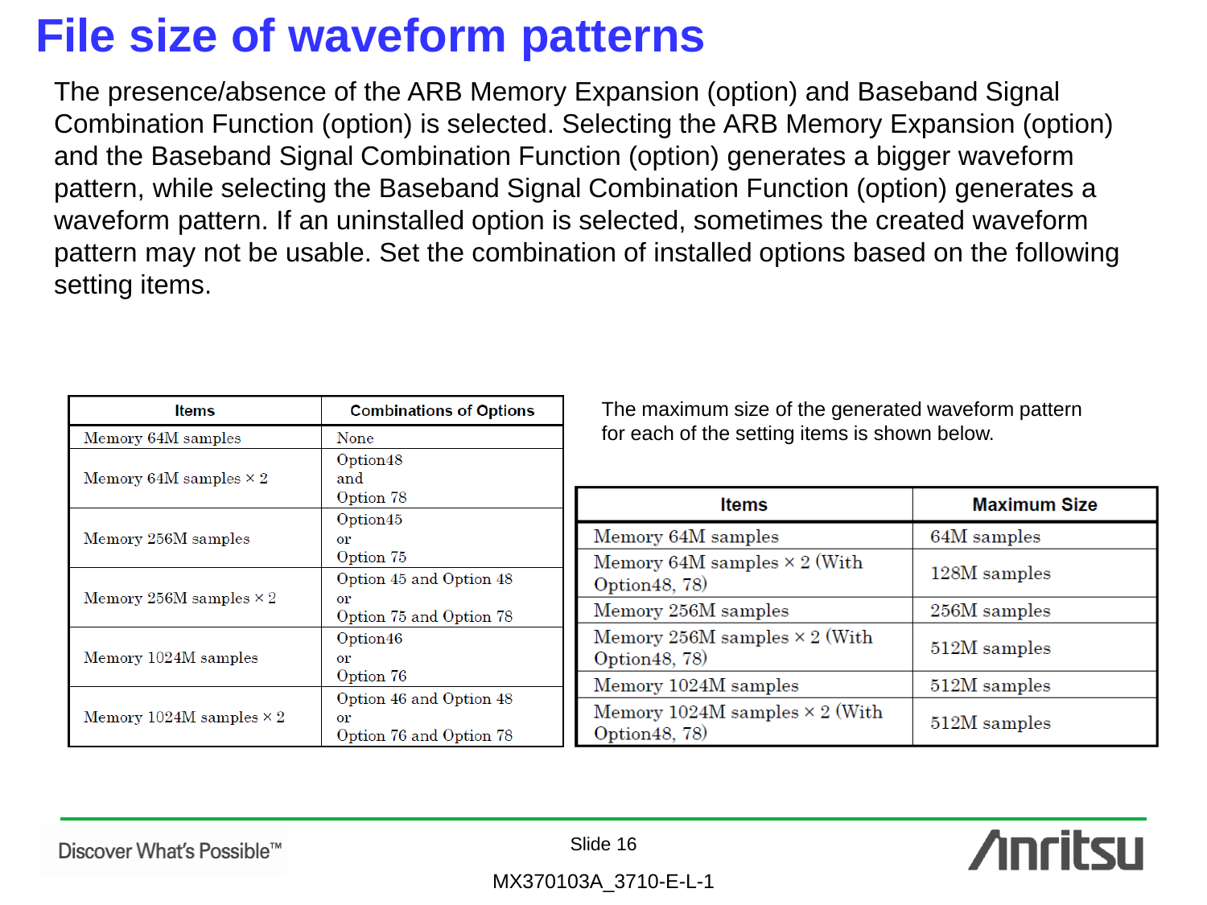# File size of waveform patterns

The presence/absence of the ARB Memory Expansion (option) and Baseband Signal Combination Function (option) is selected. Selecting the ARB Memory Expansion (option) and the Baseband Signal Combination Function (option) generates a bigger waveform pattern, while selecting the Baseband Signal Combination Function (option) generates a waveform pattern. If an uninstalled option is selected, sometimes the created waveform pattern may not be usable. Set the combination of installed options based on the following setting items.

| Items | Combinations of Options |
|---|---|
| Memory 64M samples | None |
| Memory 64M samples × 2 | Option48 and Option 78 |
| Memory 256M samples | Option45 or Option 75 |
| Memory 256M samples × 2 | Option 45 and Option 48 or Option 75 and Option 78 |
| Memory 1024M samples | Option46 or Option 76 |
| Memory 1024M samples × 2 | Option 46 and Option 48 or Option 76 and Option 78 |

The maximum size of the generated waveform pattern for each of the setting items is shown below.

| Items | Maximum Size |
|---|---|
| Memory 64M samples | 64M samples |
| Memory 64M samples × 2 (With Option48, 78) | 128M samples |
| Memory 256M samples | 256M samples |
| Memory 256M samples × 2 (With Option48, 78) | 512M samples |
| Memory 1024M samples | 512M samples |
| Memory 1024M samples × 2 (With Option48, 78) | 512M samples |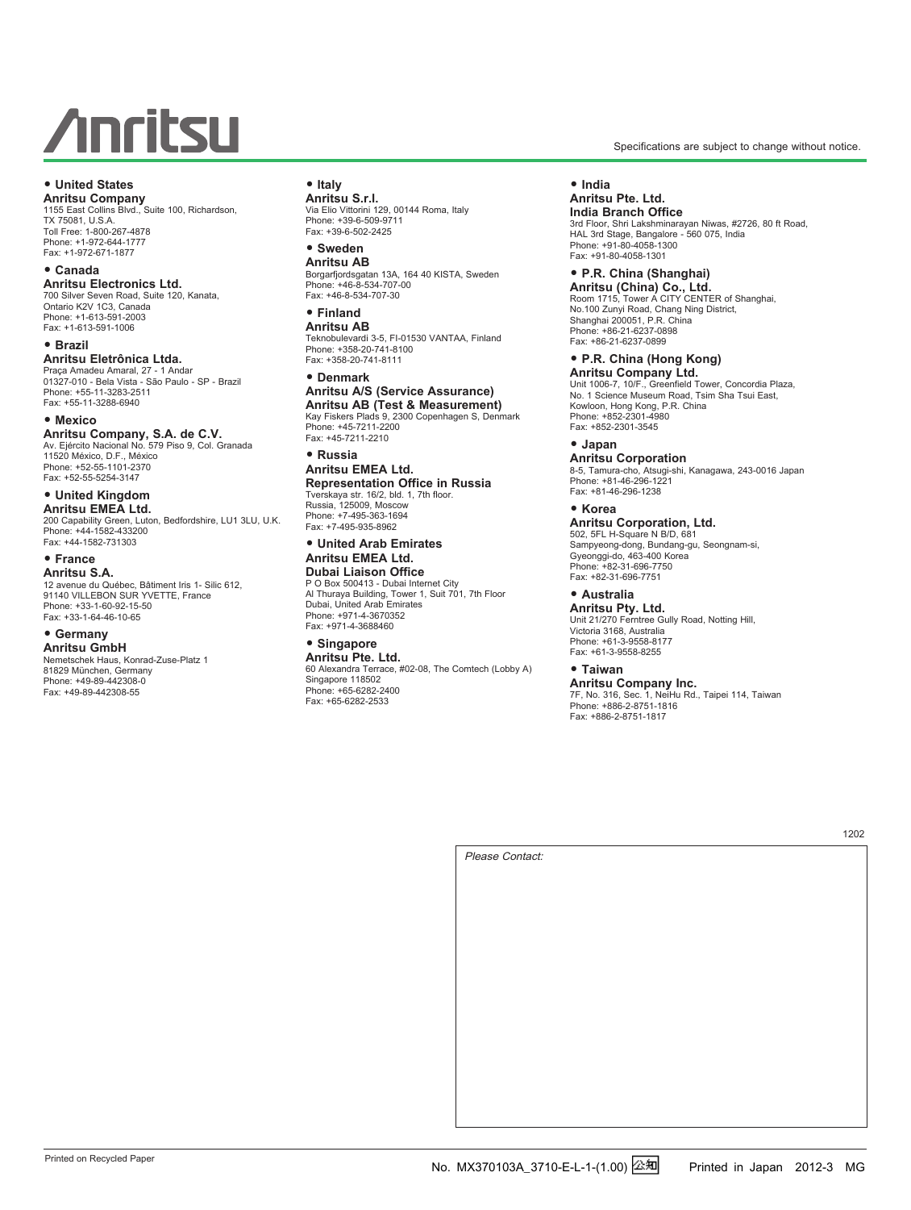# Anritsu

Specifications are subject to change without notice.

- **United States**

**Anritsu Company**
1155 East Collins Blvd., Suite 100, Richardson, TX 75081, U.S.A.
Toll Free: 1-800-267-4878
Phone: +1-972-644-1777
Fax: +1-972-671-1877

- **Canada**

**Anritsu Electronics Ltd.**
700 Silver Seven Road, Suite 120, Kanata, Ontario K2V 1C3, Canada
Phone: +1-613-591-2003
Fax: +1-613-591-1006

- **Brazil**

**Anritsu Eletrônica Ltda.**
Praça Amadeu Amaral, 27 - 1 Andar
01327-010 - Bela Vista - São Paulo - SP - Brazil
Phone: +55-11-3283-2511
Fax: +55-11-3288-6940

- **Mexico**

**Anritsu Company, S.A. de C.V.**
Av. Ejército Nacional No. 579 Piso 9, Col. Granada
11520 México, D.F., México
Phone: +52-55-1101-2370
Fax: +52-55-5254-3147

- **United Kingdom**

**Anritsu EMEA Ltd.**
200 Capability Green, Luton, Bedfordshire, LU1 3LU, U.K.
Phone: +44-1582-433200
Fax: +44-1582-731303

- **France**

**Anritsu S.A.**
12 avenue du Québec, Bâtiment Iris 1- Silic 612, 91140 VILLEBON SUR YVETTE, France
Phone: +33-1-60-92-15-50
Fax: +33-1-64-46-10-65

- **Germany**

**Anritsu GmbH**
Nemetschek Haus, Konrad-Zuse-Platz 1
81829 München, Germany
Phone: +49-89-442308-0
Fax: +49-89-442308-55

- **Italy**

**Anritsu S.r.l.**
Via Elio Vittorini 129, 00144 Roma, Italy
Phone: +39-6-509-9711
Fax: +39-6-502-2425

- **Sweden**

**Anritsu AB**
Borgarfjordsgatan 13A, 164 40 KISTA, Sweden
Phone: +46-8-534-707-00
Fax: +46-8-534-707-30

- **Finland**

**Anritsu AB**
Teknobulevardi 3-5, FI-01530 VANTAA, Finland
Phone: +358-20-741-8100
Fax: +358-20-741-8111

- **Denmark**

**Anritsu A/S (Service Assurance)**
**Anritsu AB (Test & Measurement)**
Kay Fiskers Plads 9, 2300 Copenhagen S, Denmark
Phone: +45-7211-2200
Fax: +45-7211-2210

- **Russia**

**Anritsu EMEA Ltd.**
**Representation Office in Russia**
Tverskaya str. 16/2, bld. 1, 7th floor.
Russia, 125009, Moscow
Phone: +7-495-363-1694
Fax: +7-495-935-8962

- **United Arab Emirates**

**Anritsu EMEA Ltd.**
**Dubai Liaison Office**
P O Box 500413 - Dubai Internet City
Al Thuraya Building, Tower 1, Suit 701, 7th Floor
Dubai, United Arab Emirates
Phone: +971-4-3670352
Fax: +971-4-3688460

- **Singapore**

**Anritsu Pte. Ltd.**
60 Alexandra Terrace, #02-08, The Comtech (Lobby A)
Singapore 118502
Phone: +65-6282-2400
Fax: +65-6282-2533

- **India**

**Anritsu Pte. Ltd.**
**India Branch Office**
3rd Floor, Shri Lakshminarayan Niwas, #2726, 80 ft Road, HAL 3rd Stage, Bangalore - 560 075, India
Phone: +91-80-4058-1300
Fax: +91-80-4058-1301

- **P.R. China (Shanghai)**

**Anritsu (China) Co., Ltd.**
Room 1715, Tower A CITY CENTER of Shanghai, No.100 Zunyi Road, Chang Ning District, Shanghai 200051, P.R. China
Phone: +86-21-6237-0898
Fax: +86-21-6237-0899

- **P.R. China (Hong Kong)**

**Anritsu Company Ltd.**
Unit 1006-7, 10/F., Greenfield Tower, Concordia Plaza, No. 1 Science Museum Road, Tsim Sha Tsui East, Kowloon, Hong Kong, P.R. China
Phone: +852-2301-4980
Fax: +852-2301-3545

- **Japan**

**Anritsu Corporation**
8-5, Tamura-cho, Atsugi-shi, Kanagawa, 243-0016 Japan
Phone: +81-46-296-1221
Fax: +81-46-296-1238

- **Korea**

**Anritsu Corporation, Ltd.**
502, 5FL H-Square N B/D, 681
Sampyeong-dong, Bundang-gu, Seongnam-si, Gyeonggi-do, 463-400 Korea
Phone: +82-31-696-7750
Fax: +82-31-696-7751

- **Australia**

**Anritsu Pty. Ltd.**
Unit 21/270 Ferntree Gully Road, Notting Hill, Victoria 3168, Australia
Phone: +61-3-9558-8177
Fax: +61-3-9558-8255

- **Taiwan**

**Anritsu Company Inc.**
7F, No. 316, Sec. 1, NeiHu Rd., Taipei 114, Taiwan
Phone: +886-2-8751-1816
Fax: +886-2-8751-1817

1202

*Please Contact:*

Printed on Recycled Paper

No. MX370103A_3710-E-L-1-(1.00) 公知 Printed in Japan 2012-3 MG